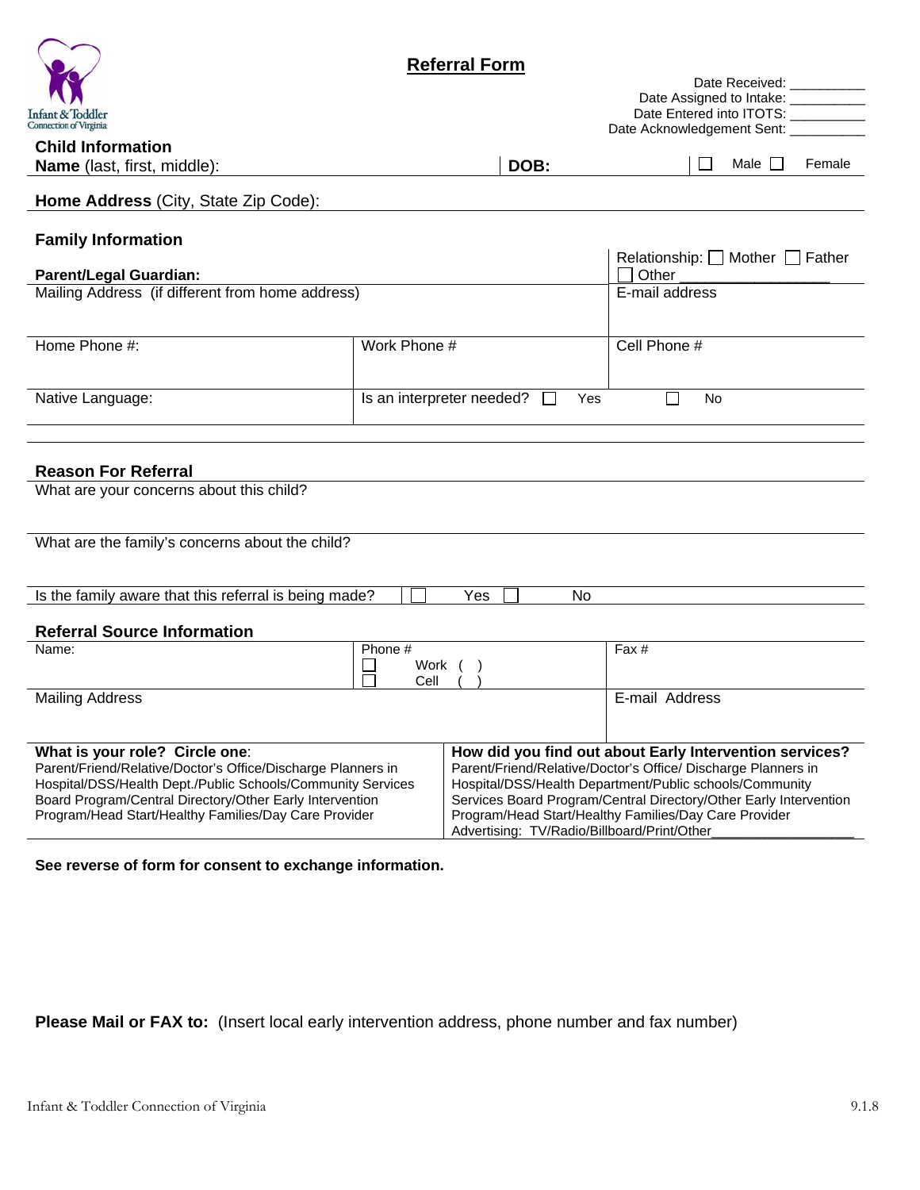Infant & Toddler Connection of Virginia

# Referral Form

Date Received: __________
Date Assigned to Intake: __________
Date Entered into ITOTS: __________
Date Acknowledgement Sent: __________

## Child Information

| **Name** (last, first, middle): | **DOB:** | ☐ Male ☐ Female |
|---|---|---|

**Home Address** (City, State Zip Code):

## Family Information

| **Parent/Legal Guardian:** | | Relationship: ☐ Mother ☐ Father ☐ Other ________________ |
|---|---|---|
| Mailing Address (if different from home address) | | E-mail address |
| Home Phone #: | Work Phone # | Cell Phone # |
| Native Language: | Is an interpreter needed? ☐ Yes ☐ No | |

## Reason For Referral

What are your concerns about this child?

What are the family's concerns about the child?

Is the family aware that this referral is being made? ☐ Yes ☐ No

## Referral Source Information

| Name: | Phone # ☐ Work ( ) ☐ Cell ( ) | Fax # |
|---|---|---|
| Mailing Address | | E-mail Address |

| **What is your role? Circle one**: Parent/Friend/Relative/Doctor's Office/Discharge Planners in Hospital/DSS/Health Dept./Public Schools/Community Services Board Program/Central Directory/Other Early Intervention Program/Head Start/Healthy Families/Day Care Provider | **How did you find out about Early Intervention services?** Parent/Friend/Relative/Doctor's Office/ Discharge Planners in Hospital/DSS/Health Department/Public schools/Community Services Board Program/Central Directory/Other Early Intervention Program/Head Start/Healthy Families/Day Care Provider Advertising: TV/Radio/Billboard/Print/Other__________________ |
|---|---|

**See reverse of form for consent to exchange information.**

**Please Mail or FAX to:** (Insert local early intervention address, phone number and fax number)

Infant & Toddler Connection of Virginia 9.1.8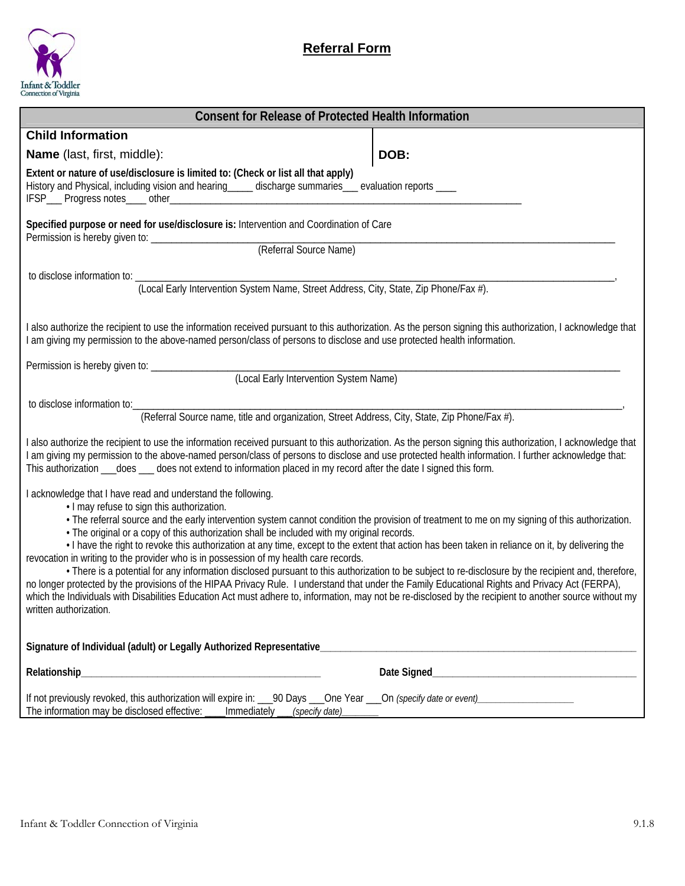# Referral Form

## Consent for Release of Protected Health Information

| | |
|---|---|
| **Child Information** | |
| **Name** (last, first, middle): | **DOB:** |

**Extent or nature of use/disclosure is limited to: (Check or list all that apply)**
History and Physical, including vision and hearing_____ discharge summaries___ evaluation reports ____
IFSP___ Progress notes____ other_______________________________________________________________________

**Specified purpose or need for use/disclosure is:** Intervention and Coordination of Care
Permission is hereby given to: ___________________________________________________________________________
(Referral Source Name)

to disclose information to: ______________________________________________________________________________,
(Local Early Intervention System Name, Street Address, City, State, Zip Phone/Fax #).

I also authorize the recipient to use the information received pursuant to this authorization. As the person signing this authorization, I acknowledge that I am giving my permission to the above-named person/class of persons to disclose and use protected health information.

Permission is hereby given to: ___________________________________________________________________________
(Local Early Intervention System Name)

to disclose information to:_______________________________________________________________________________,
(Referral Source name, title and organization, Street Address, City, State, Zip Phone/Fax #).

I also authorize the recipient to use the information received pursuant to this authorization. As the person signing this authorization, I acknowledge that I am giving my permission to the above-named person/class of persons to disclose and use protected health information. I further acknowledge that: This authorization ___does ___ does not extend to information placed in my record after the date I signed this form.

I acknowledge that I have read and understand the following.

- I may refuse to sign this authorization.
- The referral source and the early intervention system cannot condition the provision of treatment to me on my signing of this authorization.
- The original or a copy of this authorization shall be included with my original records.
- I have the right to revoke this authorization at any time, except to the extent that action has been taken in reliance on it, by delivering the revocation in writing to the provider who is in possession of my health care records.
- There is a potential for any information disclosed pursuant to this authorization to be subject to re-disclosure by the recipient and, therefore, no longer protected by the provisions of the HIPAA Privacy Rule. I understand that under the Family Educational Rights and Privacy Act (FERPA), which the Individuals with Disabilities Education Act must adhere to, information, may not be re-disclosed by the recipient to another source without my written authorization.

**Signature of Individual (adult) or Legally Authorized Representative**_____________________________________________

**Relationship**_______________________________________ **Date Signed**___________________________________

If not previously revoked, this authorization will expire in: ___90 Days ___One Year ___On *(specify date or event)*__________________
The information may be disclosed effective: ____Immediately ___*(specify date)*_______